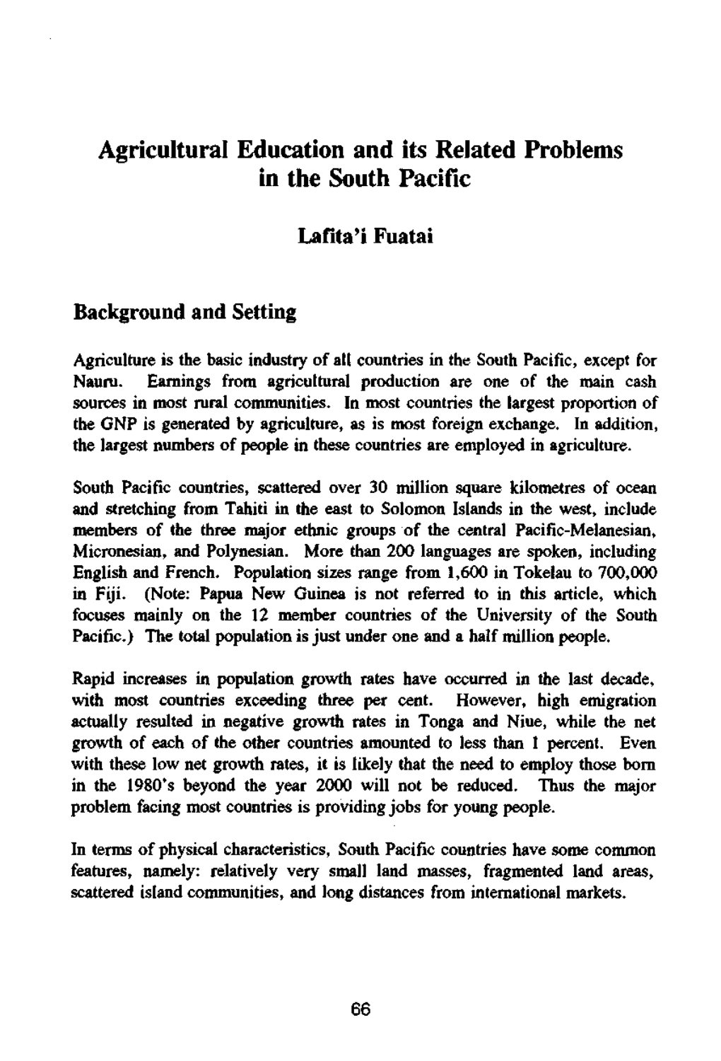# Agricultural Education and its Related Problems in the South Pacific

### Lafita'i Fuatai

## Background and Setting

Agriculture is the basic industry of all countries in the South Pacific, except for Nauru. Earnings from agricultural production are one of the main cash sources in most rural communities. In most countries the largest proportion of the GNP is generated by agriculture, as is most foreign exchange. In addition, the largest numbers of people in these countries are employed in agriculture.

South Pacific countries, scattered over 30 million square kilometres of ocean and stretching from Tahiti in the east to Solomon Islands in the west, include members of the three major ethnic groups of the central Pacific-Melanesian, Micronesian, and Polynesian. More than 200 languages are spoken, including English and French. Population sizes range from 1,600 in Tokelau to 700,000 in Fiji. (Note: Papua New Guinea is not referred to in this article, which focuses mainly on the 12 member countries of the University of the South Pacific.) The total population is just under one and a half million people.

Rapid increases in population growth rates have occurred in the last decade, with most countries exceeding three per cent. However, high emigration actually resulted in negative growth rates in Tonga and Niue, while the net growth of each of the other countries amounted to less than 1 percent. Even with these low net growth rates, it is likely that the need to employ those born in the 1980's beyond the year 2000 will not be reduced. Thus the major problem facing most countries is providing jobs for young people.

In terms of physical characteristics, South Pacific countries have some common features, namely: relatively very small land masses, fragmented land areas, scattered island communities, and long distances from international markets.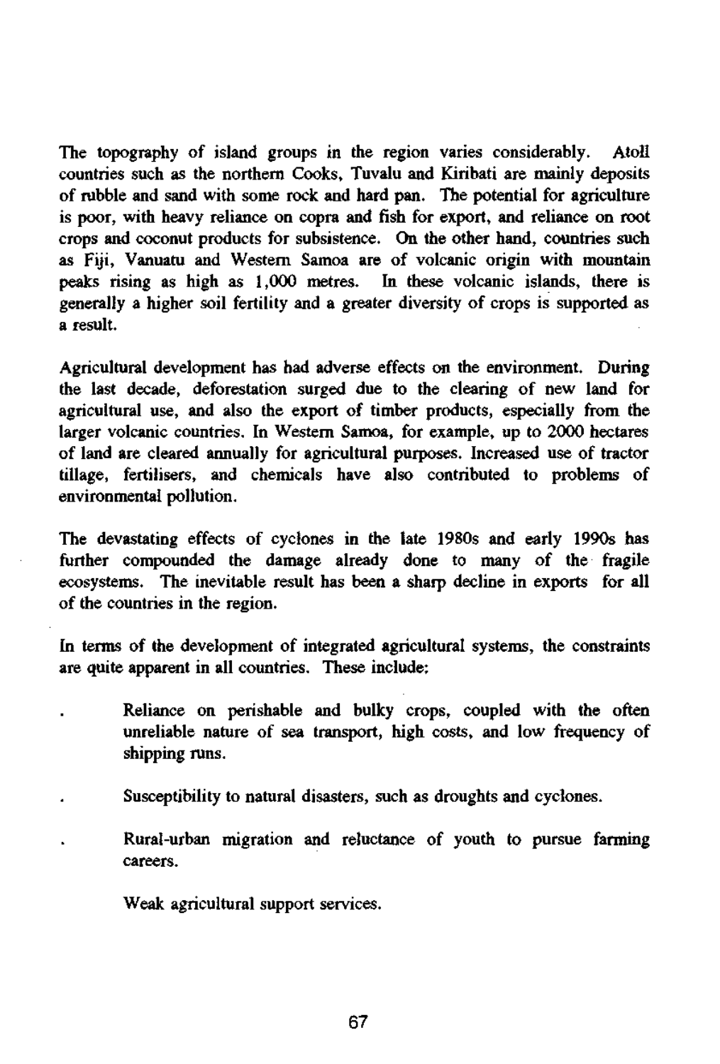The topography of island groups in the region varies considerably. Atoll countries such as the northern Cooks, Tuvalu and Kiribati are mainly deposits of rubble and sand with some rock and hard pan. The potential for agriculture is poor, with heavy reliance on copra and fish for export, and reliance on root crops and coconut products for subsistence. On the other hand, countries such as Fiji, Vanuatu and Western Samoa are of volcanic origin with mountain peaks rising as high as 1,000 metres. In these volcanic islands, there is generally a higher soil fertility and a greater diversity of crops is supported as a result.

Agricultural development has had adverse effects on the environment. During the last decade, deforestation surged due to the clearing of new land for agricultural use, and also the export of timber products, especially from the larger volcanic countries. In Western Samoa, for example, up to 2000 hectares of land are cleared annually for agricultural purposes. Increased use of tractor tillage, fertilisers, and chemicals have also contributed to problems of environmental pollution.

The devastating effects of cyclones in the late 1980s and early 1990s has further compounded the damage already done to many of the fragile ecosystems. The inevitable result has been a sharp decline in exports for all of the countries in the region.

In terms of the development of integrated agricultural systems, the constraints are quite apparent in all countries. These include:

- Reliance on perishable and bulky crops, coupled with the often unreliable nature of sea transport, high costs, and low frequency of shipping runs.
- Susceptibility to natural disasters, such as droughts and cyclones.
- Rural-urban migration and reluctance of youth to pursue farming careers.
- Weak agricultural support services.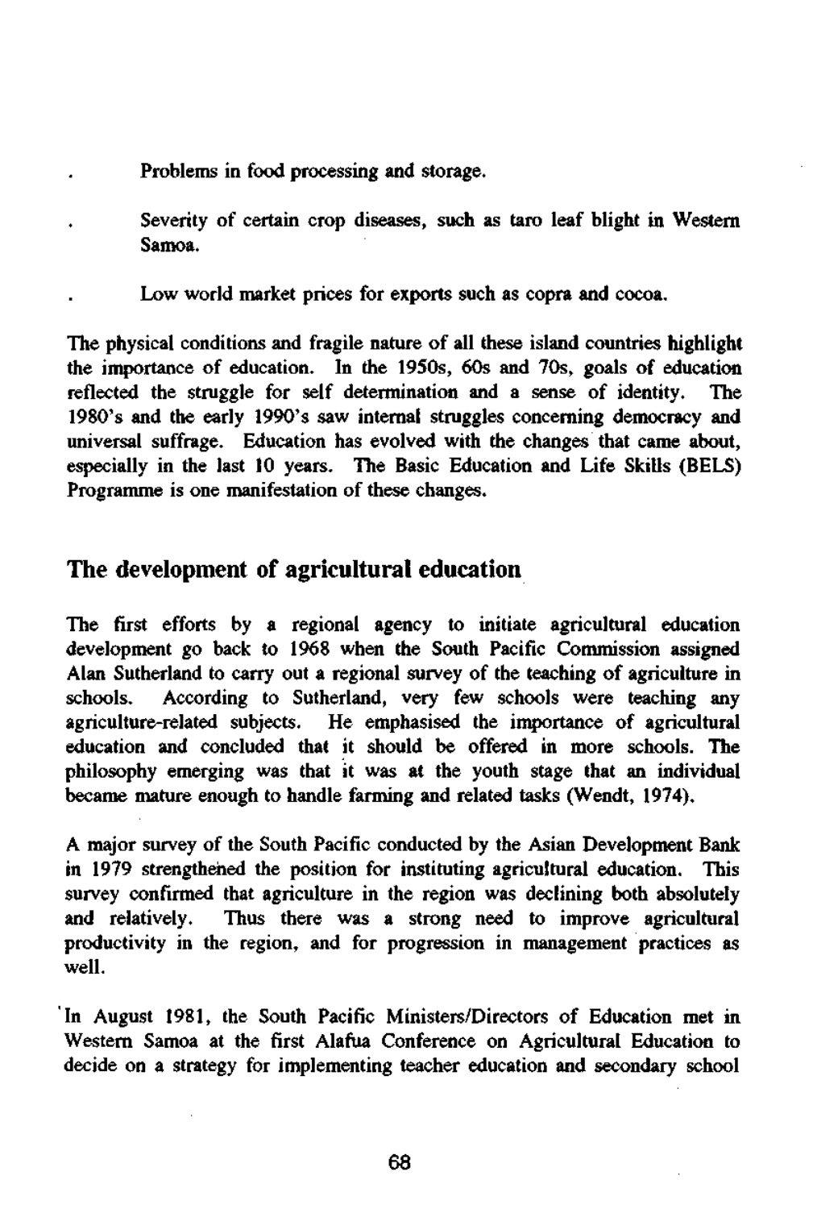- Problems in food processing and storage.
- Severity of certain crop diseases, such as taro leaf blight in Western Samoa.
- Low world market prices for exports such as copra and cocoa.

The physical conditions and fragile nature of all these island countries highlight the importance of education. In the 1950s, 60s and 70s, goals of education reflected the struggle for self determination and a sense of identity. The 1980's and the early 1990's saw internal struggles concerning democracy and universal suffrage. Education has evolved with the changes that came about, especially in the last 10 years. The Basic Education and Life Skills (BELS) Programme is one manifestation of these changes.

## The development of agricultural education

The first efforts by a regional agency to initiate agricultural education development go back to 1968 when the South Pacific Commission assigned Alan Sutherland to carry out a regional survey of the teaching of agriculture in schools. According to Sutherland, very few schools were teaching any agriculture-related subjects. He emphasised the importance of agricultural education and concluded that it should be offered in more schools. The philosophy emerging was that it was at the youth stage that an individual became mature enough to handle farming and related tasks (Wendt, 1974).

A major survey of the South Pacific conducted by the Asian Development Bank in 1979 strengthened the position for instituting agricultural education. This survey confirmed that agriculture in the region was declining both absolutely and relatively. Thus there was a strong need to improve agricultural productivity in the region, and for progression in management practices as well.

In August 1981, the South Pacific Ministers/Directors of Education met in Western Samoa at the first Alafua Conference on Agricultural Education to decide on a strategy for implementing teacher education and secondary school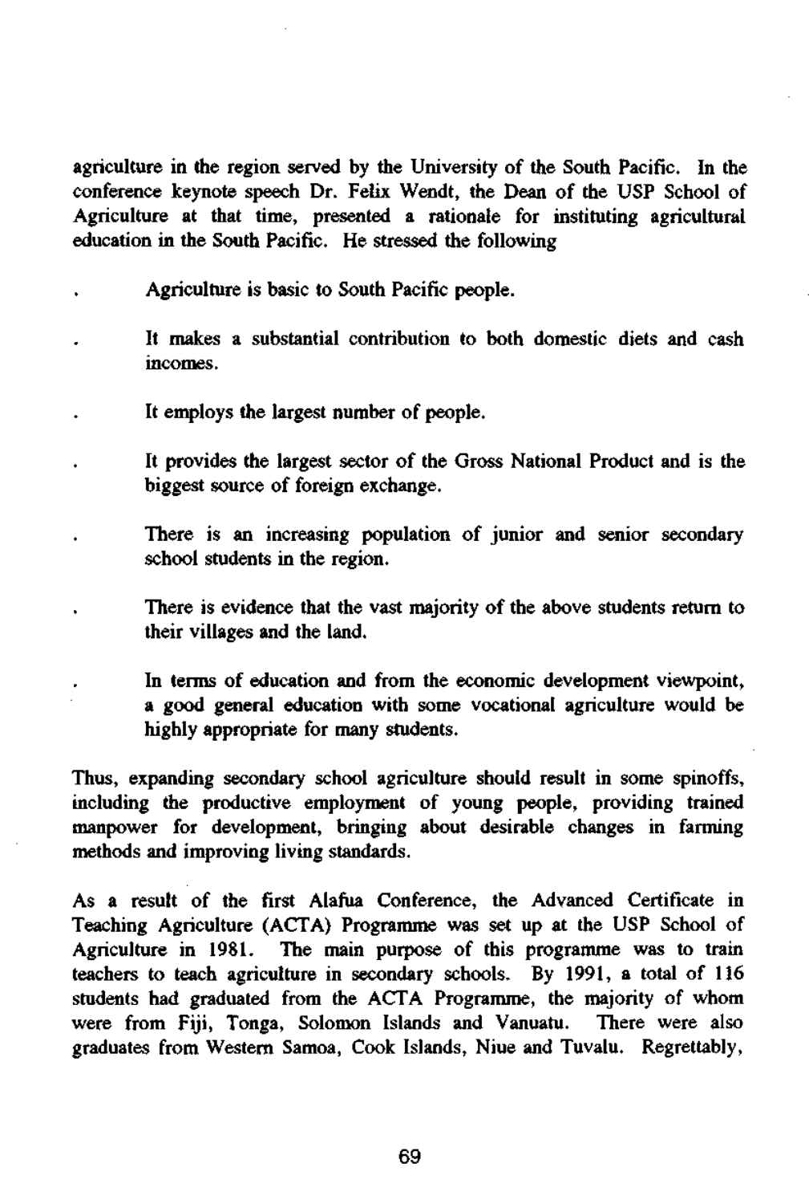agriculture in the region served by the University of the South Pacific. In the conference keynote speech Dr. Felix Wendt, the Dean of the USP School of Agriculture at that time, presented a rationale for instituting agricultural education in the South Pacific. He stressed the following

- Agriculture is basic to South Pacific people.
- It makes a substantial contribution to both domestic diets and cash incomes.
- It employs the largest number of people.
- It provides the largest sector of the Gross National Product and is the biggest source of foreign exchange.
- There is an increasing population of junior and senior secondary school students in the region.
- There is evidence that the vast majority of the above students return to their villages and the land.
- In terms of education and from the economic development viewpoint, a good general education with some vocational agriculture would be highly appropriate for many students.

Thus, expanding secondary school agriculture should result in some spinoffs, including the productive employment of young people, providing trained manpower for development, bringing about desirable changes in farming methods and improving living standards.

As a result of the first Alafua Conference, the Advanced Certificate in Teaching Agriculture (ACTA) Programme was set up at the USP School of Agriculture in 1981. The main purpose of this programme was to train teachers to teach agriculture in secondary schools. By 1991, a total of 116 students had graduated from the ACTA Programme, the majority of whom were from Fiji, Tonga, Solomon Islands and Vanuatu. There were also graduates from Western Samoa, Cook Islands, Niue and Tuvalu. Regrettably,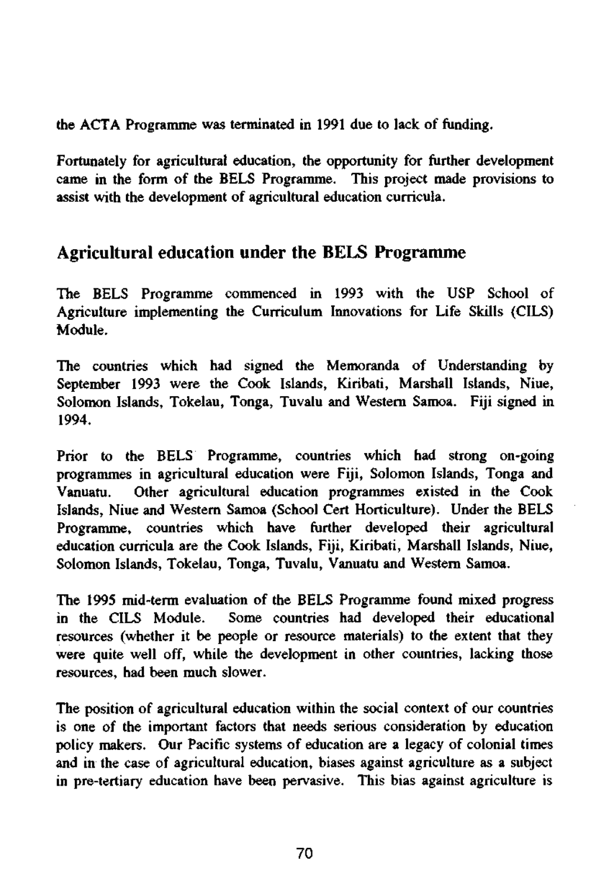the ACTA Programme was terminated in 1991 due to lack of funding.

Fortunately for agricultural education, the opportunity for further development came in the form of the BELS Programme. This project made provisions to assist with the development of agricultural education curricula.

## Agricultural education under the BELS Programme

The BELS Programme commenced in 1993 with the USP School of Agriculture implementing the Curriculum Innovations for Life Skills (CILS) Module.

The countries which had signed the Memoranda of Understanding by September 1993 were the Cook Islands, Kiribati, Marshall Islands, Niue, Solomon Islands, Tokelau, Tonga, Tuvalu and Western Samoa. Fiji signed in 1994.

Prior to the BELS Programme, countries which had strong on-going programmes in agricultural education were Fiji, Solomon Islands, Tonga and Vanuatu. Other agricultural education programmes existed in the Cook Islands, Niue and Western Samoa (School Cert Horticulture). Under the BELS Programme, countries which have further developed their agricultural education curricula are the Cook Islands, Fiji, Kiribati, Marshall Islands, Niue, Solomon Islands, Tokelau, Tonga, Tuvalu, Vanuatu and Western Samoa.

The 1995 mid-term evaluation of the BELS Programme found mixed progress in the CILS Module. Some countries had developed their educational resources (whether it be people or resource materials) to the extent that they were quite well off, while the development in other countries, lacking those resources, had been much slower.

The position of agricultural education within the social context of our countries is one of the important factors that needs serious consideration by education policy makers. Our Pacific systems of education are a legacy of colonial times and in the case of agricultural education, biases against agriculture as a subject in pre-tertiary education have been pervasive. This bias against agriculture is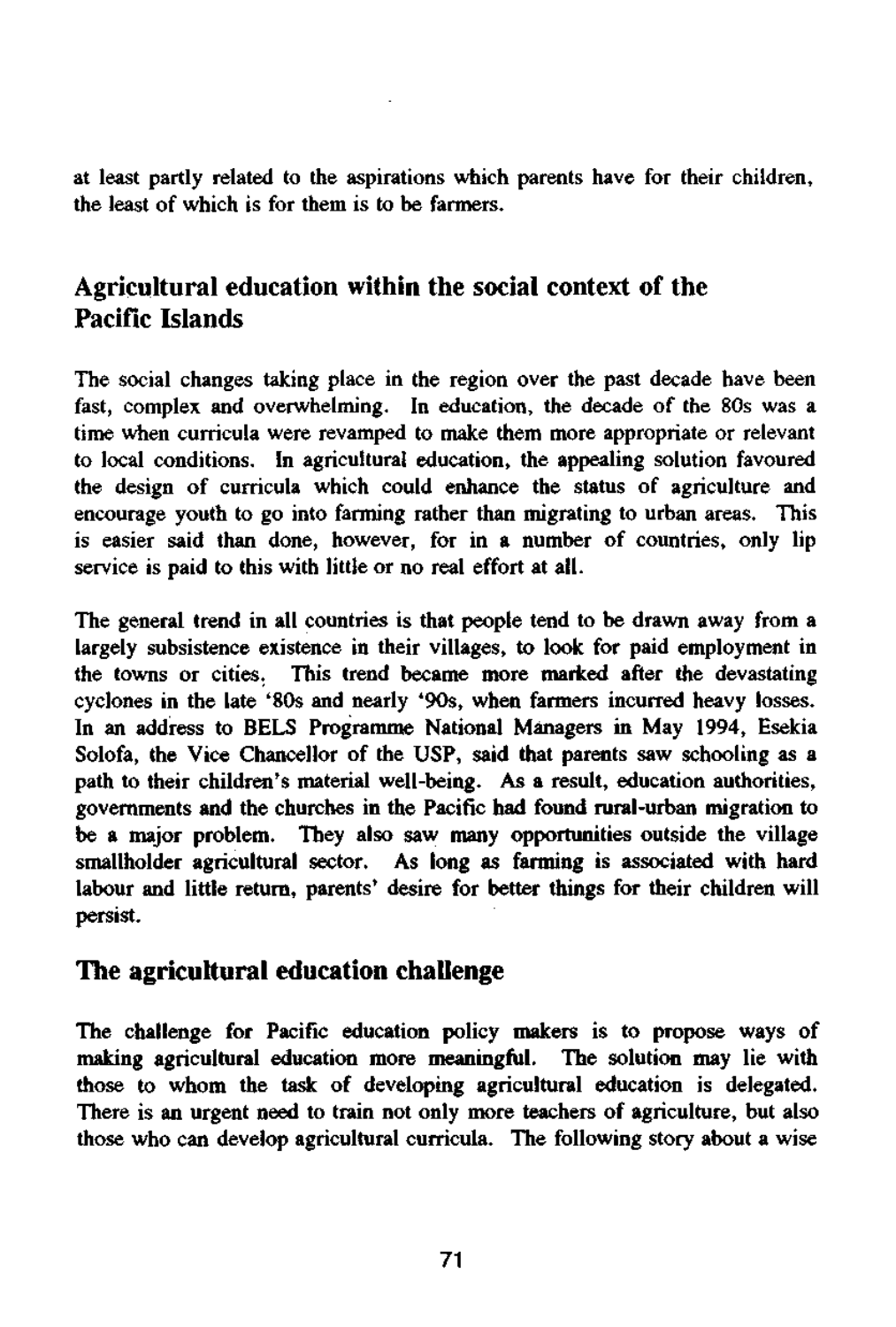at least partly related to the aspirations which parents have for their children, the least of which is for them is to be farmers.

## Agricultural education within the social context of the Pacific Islands

The social changes taking place in the region over the past decade have been fast, complex and overwhelming. In education, the decade of the 80s was a time when curricula were revamped to make them more appropriate or relevant to local conditions. In agricultural education, the appealing solution favoured the design of curricula which could enhance the status of agriculture and encourage youth to go into farming rather than migrating to urban areas. This is easier said than done, however, for in a number of countries, only lip service is paid to this with little or no real effort at all.

The general trend in all countries is that people tend to be drawn away from a largely subsistence existence in their villages, to look for paid employment in the towns or cities. This trend became more marked after the devastating cyclones in the late '80s and nearly '90s, when farmers incurred heavy losses. In an address to BELS Programme National Managers in May 1994, Esekia Solofa, the Vice Chancellor of the USP, said that parents saw schooling as a path to their children's material well-being. As a result, education authorities, governments and the churches in the Pacific had found rural-urban migration to be a major problem. They also saw many opportunities outside the village smallholder agricultural sector. As long as farming is associated with hard labour and little return, parents' desire for better things for their children will persist.

## The agricultural education challenge

The challenge for Pacific education policy makers is to propose ways of making agricultural education more meaningful. The solution may lie with those to whom the task of developing agricultural education is delegated. There is an urgent need to train not only more teachers of agriculture, but also those who can develop agricultural curricula. The following story about a wise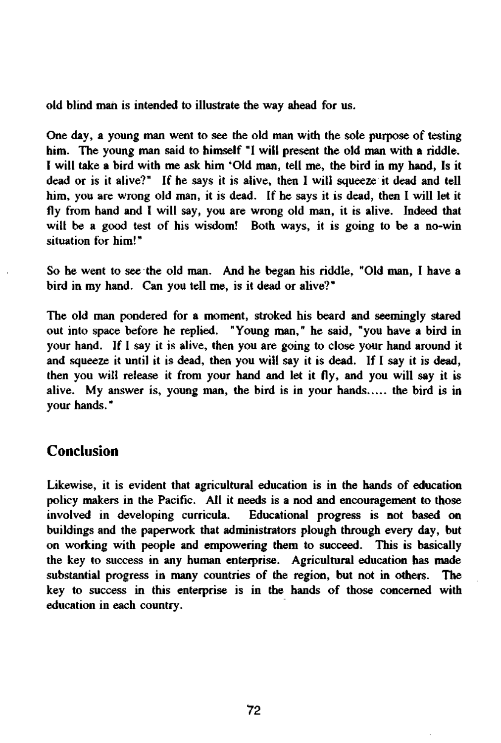old blind man is intended to illustrate the way ahead for us.

One day, a young man went to see the old man with the sole purpose of testing him. The young man said to himself "I will present the old man with a riddle. I will take a bird with me ask him 'Old man, tell me, the bird in my hand, Is it dead or is it alive?" If he says it is alive, then I will squeeze it dead and tell him, you are wrong old man, it is dead. If he says it is dead, then I will let it fly from hand and I will say, you are wrong old man, it is alive. Indeed that will be a good test of his wisdom! Both ways, it is going to be a no-win situation for him!"

So he went to see the old man. And he began his riddle, "Old man, I have a bird in my hand. Can you tell me, is it dead or alive?"

The old man pondered for a moment, stroked his beard and seemingly stared out into space before he replied. "Young man," he said, "you have a bird in your hand. If I say it is alive, then you are going to close your hand around it and squeeze it until it is dead, then you will say it is dead. If I say it is dead, then you will release it from your hand and let it fly, and you will say it is alive. My answer is, young man, the bird is in your hands..... the bird is in your hands."

## Conclusion

Likewise, it is evident that agricultural education is in the hands of education policy makers in the Pacific. All it needs is a nod and encouragement to those involved in developing curricula. Educational progress is not based on buildings and the paperwork that administrators plough through every day, but on working with people and empowering them to succeed. This is basically the key to success in any human enterprise. Agricultural education has made substantial progress in many countries of the region, but not in others. The key to success in this enterprise is in the hands of those concerned with education in each country.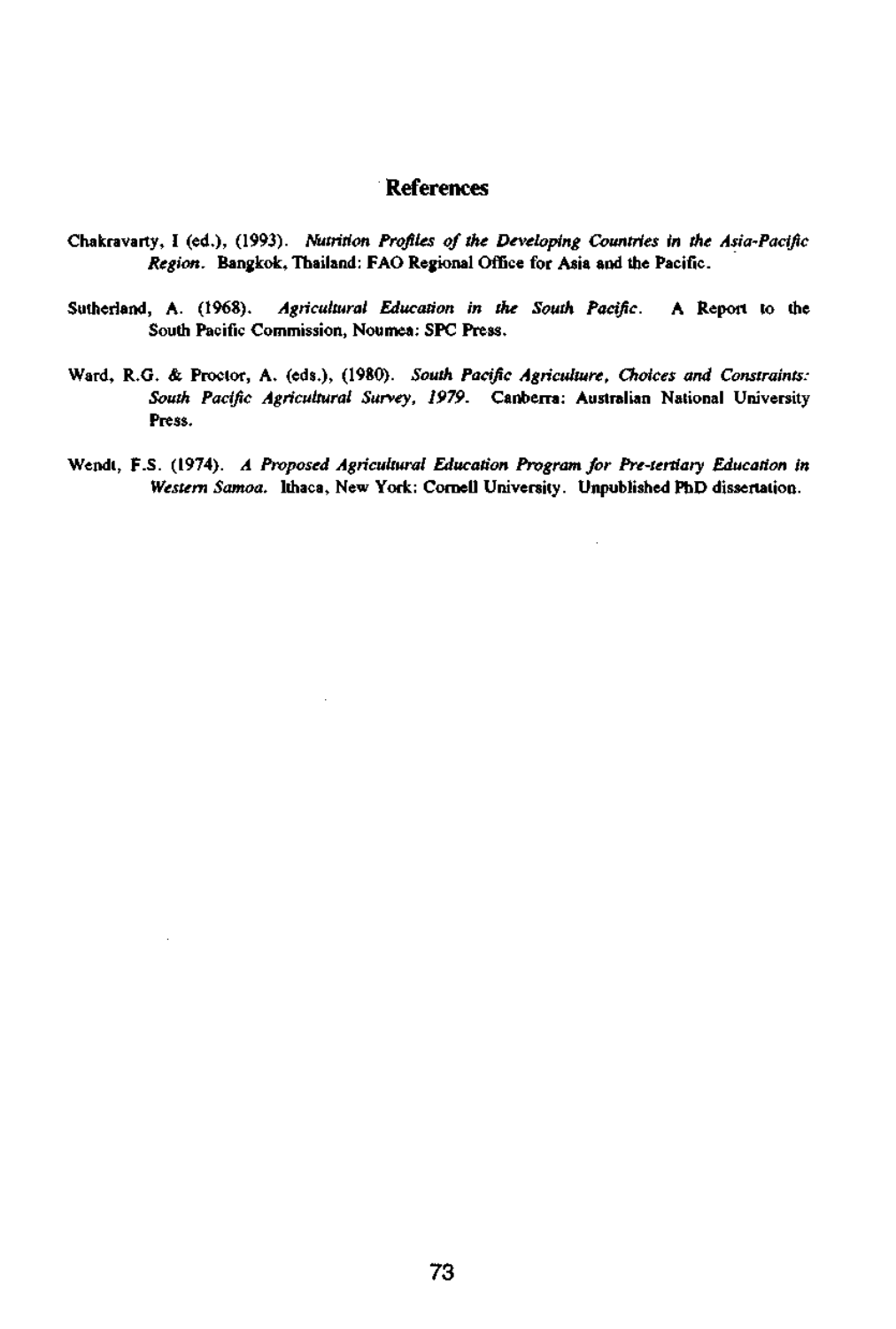# References

Chakravarty, I (ed.), (1993). *Nutrition Profiles of the Developing Countries in the Asia-Pacific Region*. Bangkok, Thailand: FAO Regional Office for Asia and the Pacific.

Sutherland, A. (1968). *Agricultural Education in the South Pacific*. A Report to the South Pacific Commission, Noumea: SPC Press.

Ward, R.G. & Proctor, A. (eds.), (1980). *South Pacific Agriculture, Choices and Constraints: South Pacific Agricultural Survey, 1979*. Canberra: Australian National University Press.

Wendt, F.S. (1974). *A Proposed Agricultural Education Program for Pre-tertiary Education in Western Samoa*. Ithaca, New York: Cornell University. Unpublished PhD dissertation.